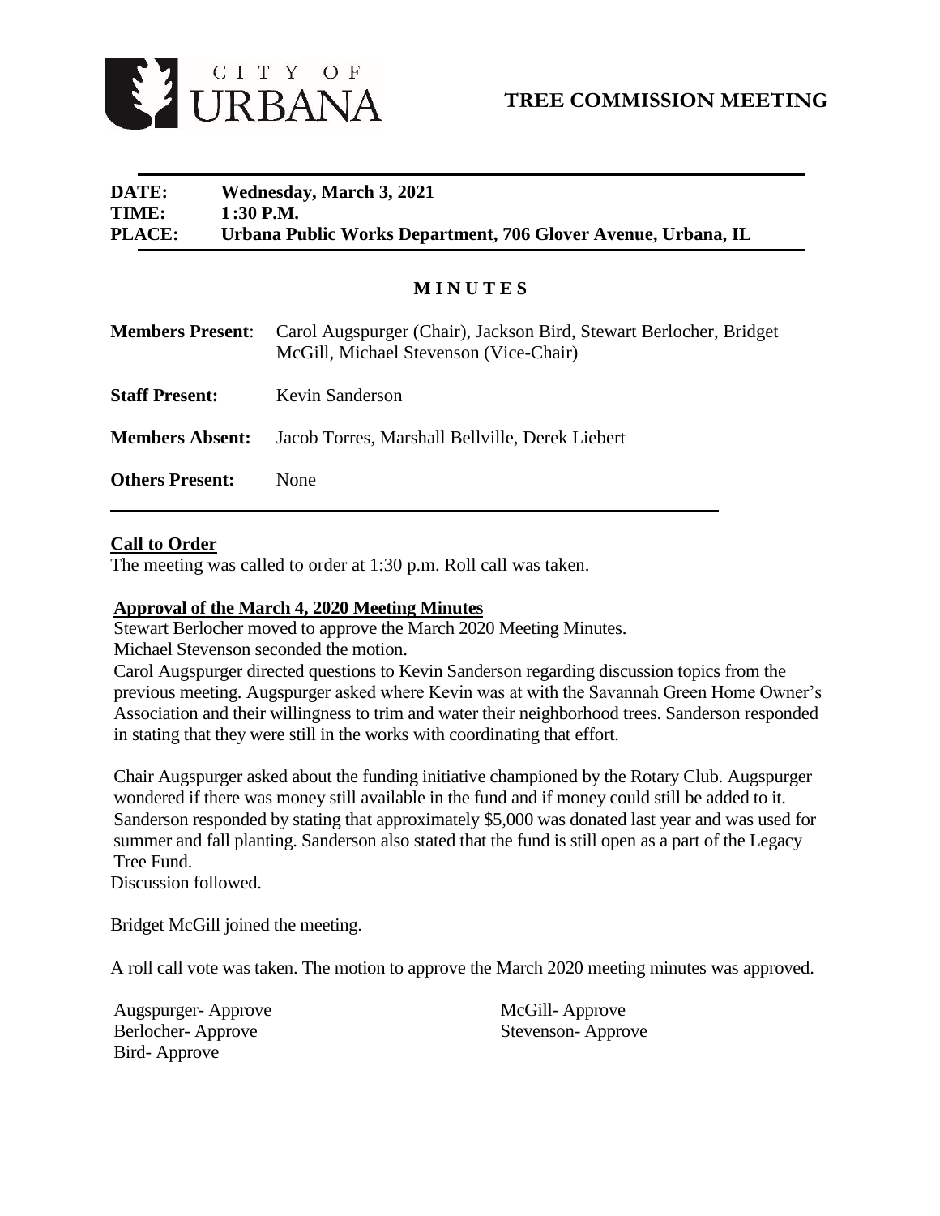CITY OF URBANA

# TREE COMMISSION MEETING

**DATE:** Wednesday, March 3, 2021
**TIME:** 1:30 P.M.
**PLACE:** Urbana Public Works Department, 706 Glover Avenue, Urbana, IL

## MINUTES

**Members Present**: Carol Augspurger (Chair), Jackson Bird, Stewart Berlocher, Bridget McGill, Michael Stevenson (Vice-Chair)

**Staff Present:** Kevin Sanderson

**Members Absent:** Jacob Torres, Marshall Bellville, Derek Liebert

**Others Present:** None

### Call to Order

The meeting was called to order at 1:30 p.m. Roll call was taken.

### Approval of the March 4, 2020 Meeting Minutes

Stewart Berlocher moved to approve the March 2020 Meeting Minutes.
Michael Stevenson seconded the motion.
Carol Augspurger directed questions to Kevin Sanderson regarding discussion topics from the previous meeting. Augspurger asked where Kevin was at with the Savannah Green Home Owner's Association and their willingness to trim and water their neighborhood trees. Sanderson responded in stating that they were still in the works with coordinating that effort.

Chair Augspurger asked about the funding initiative championed by the Rotary Club. Augspurger wondered if there was money still available in the fund and if money could still be added to it. Sanderson responded by stating that approximately $5,000 was donated last year and was used for summer and fall planting. Sanderson also stated that the fund is still open as a part of the Legacy Tree Fund.
Discussion followed.

Bridget McGill joined the meeting.

A roll call vote was taken. The motion to approve the March 2020 meeting minutes was approved.

Augspurger- Approve
Berlocher- Approve
Bird- Approve
McGill- Approve
Stevenson- Approve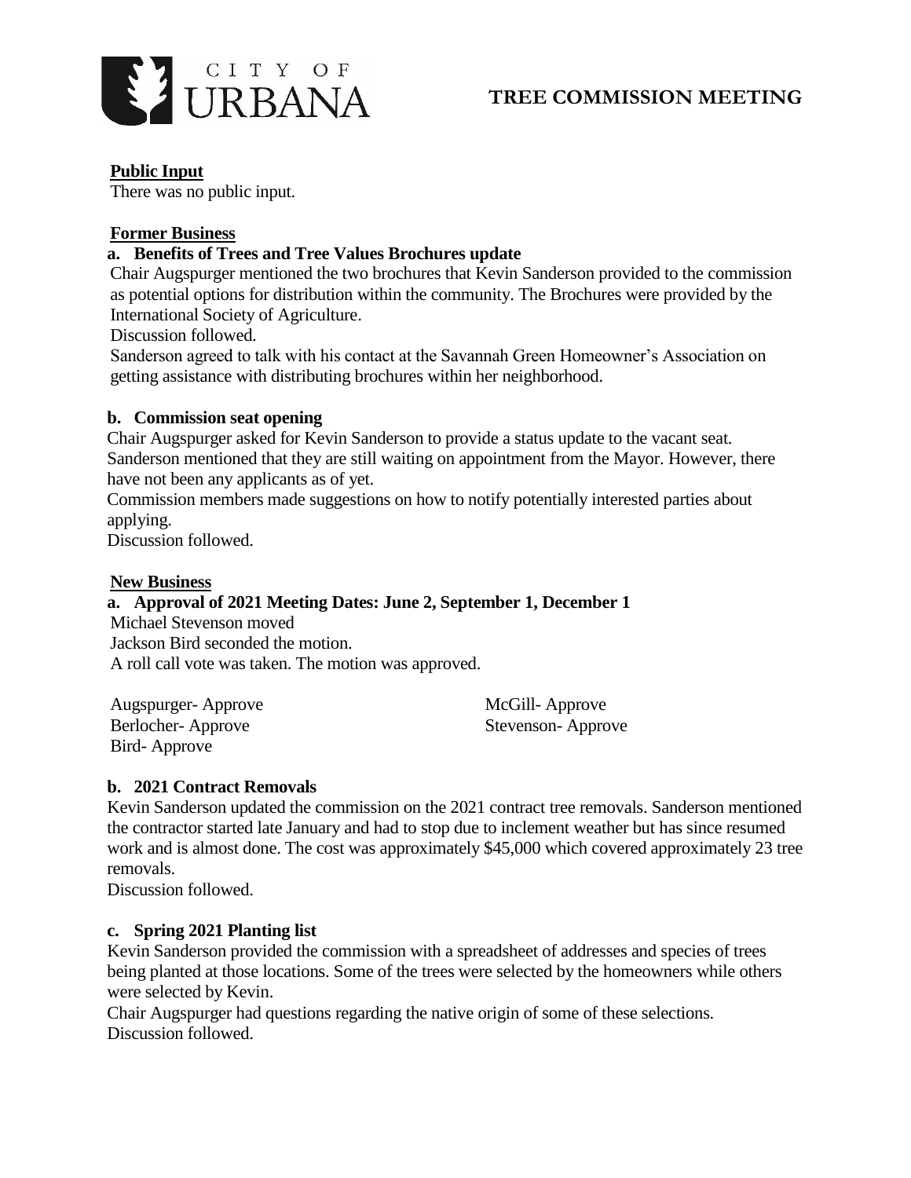## Public Input

There was no public input.

## Former Business

### a. Benefits of Trees and Tree Values Brochures update

Chair Augspurger mentioned the two brochures that Kevin Sanderson provided to the commission as potential options for distribution within the community. The Brochures were provided by the International Society of Agriculture.

Discussion followed.

Sanderson agreed to talk with his contact at the Savannah Green Homeowner's Association on getting assistance with distributing brochures within her neighborhood.

### b. Commission seat opening

Chair Augspurger asked for Kevin Sanderson to provide a status update to the vacant seat. Sanderson mentioned that they are still waiting on appointment from the Mayor. However, there have not been any applicants as of yet.

Commission members made suggestions on how to notify potentially interested parties about applying.

Discussion followed.

## New Business

### a. Approval of 2021 Meeting Dates: June 2, September 1, December 1

Michael Stevenson moved

Jackson Bird seconded the motion.

A roll call vote was taken. The motion was approved.

Augspurger- Approve

Berlocher- Approve

Bird- Approve

McGill- Approve

Stevenson- Approve

### b. 2021 Contract Removals

Kevin Sanderson updated the commission on the 2021 contract tree removals. Sanderson mentioned the contractor started late January and had to stop due to inclement weather but has since resumed work and is almost done. The cost was approximately $45,000 which covered approximately 23 tree removals.

Discussion followed.

### c. Spring 2021 Planting list

Kevin Sanderson provided the commission with a spreadsheet of addresses and species of trees being planted at those locations. Some of the trees were selected by the homeowners while others were selected by Kevin.

Chair Augspurger had questions regarding the native origin of some of these selections.

Discussion followed.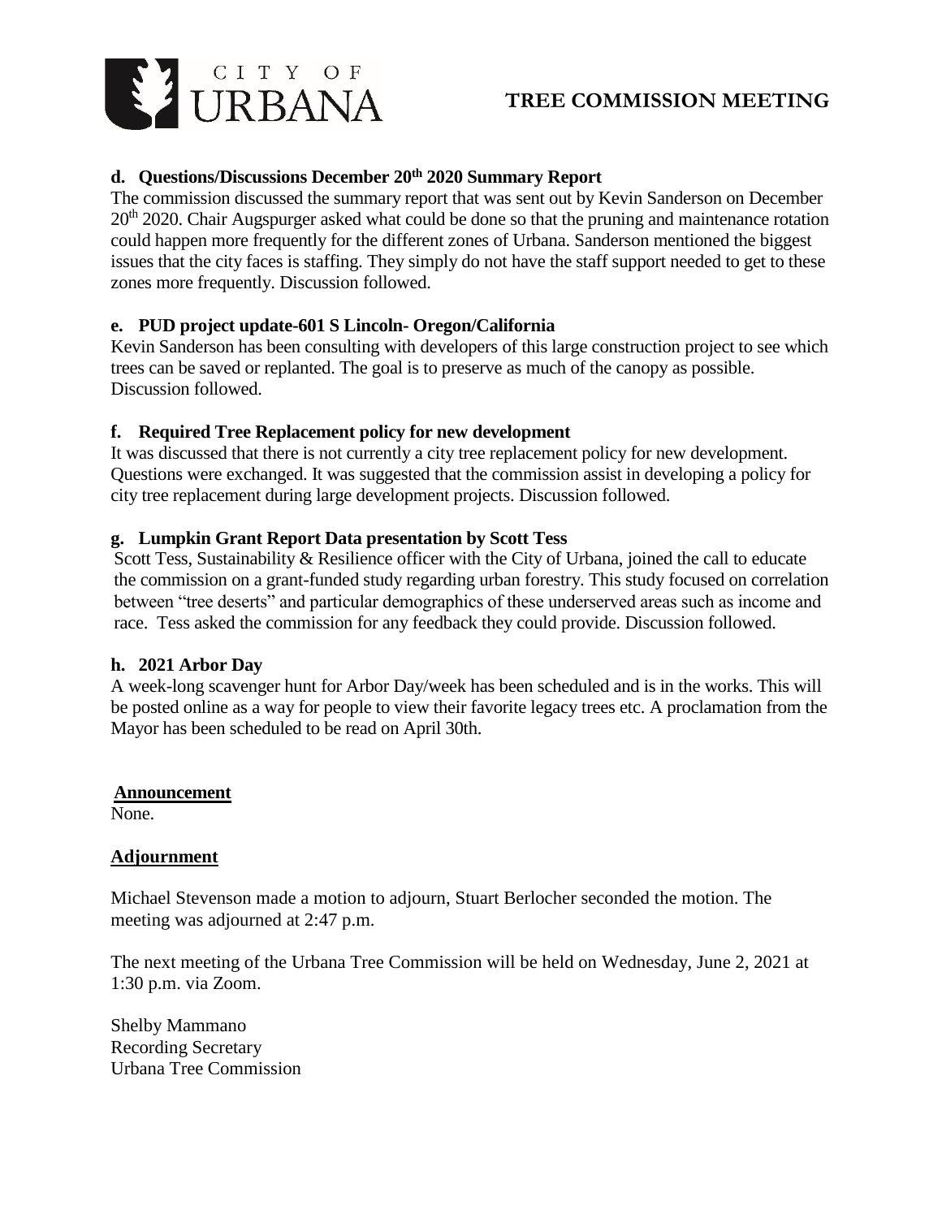**d. Questions/Discussions December 20th 2020 Summary Report**

The commission discussed the summary report that was sent out by Kevin Sanderson on December 20th 2020. Chair Augspurger asked what could be done so that the pruning and maintenance rotation could happen more frequently for the different zones of Urbana. Sanderson mentioned the biggest issues that the city faces is staffing. They simply do not have the staff support needed to get to these zones more frequently. Discussion followed.

**e. PUD project update-601 S Lincoln- Oregon/California**

Kevin Sanderson has been consulting with developers of this large construction project to see which trees can be saved or replanted. The goal is to preserve as much of the canopy as possible. Discussion followed.

**f. Required Tree Replacement policy for new development**

It was discussed that there is not currently a city tree replacement policy for new development. Questions were exchanged. It was suggested that the commission assist in developing a policy for city tree replacement during large development projects. Discussion followed.

**g. Lumpkin Grant Report Data presentation by Scott Tess**

Scott Tess, Sustainability & Resilience officer with the City of Urbana, joined the call to educate the commission on a grant-funded study regarding urban forestry. This study focused on correlation between "tree deserts" and particular demographics of these underserved areas such as income and race. Tess asked the commission for any feedback they could provide. Discussion followed.

**h. 2021 Arbor Day**

A week-long scavenger hunt for Arbor Day/week has been scheduled and is in the works. This will be posted online as a way for people to view their favorite legacy trees etc. A proclamation from the Mayor has been scheduled to be read on April 30th.

**Announcement**

None.

**Adjournment**

Michael Stevenson made a motion to adjourn, Stuart Berlocher seconded the motion. The meeting was adjourned at 2:47 p.m.

The next meeting of the Urbana Tree Commission will be held on Wednesday, June 2, 2021 at 1:30 p.m. via Zoom.

Shelby Mammano
Recording Secretary
Urbana Tree Commission